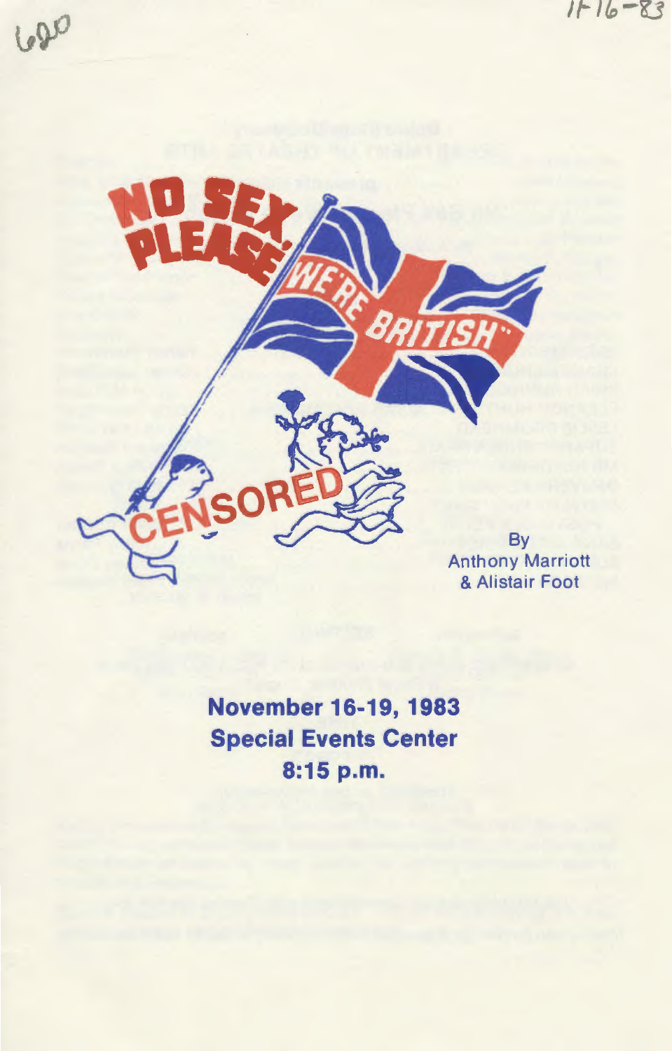# NO SEX PLEASE WE'RE BRITISH

CENSORED

By
Anthony Marriott
& Alistair Foot

**November 16-19, 1983**
**Special Events Center**
**8:15 p.m.**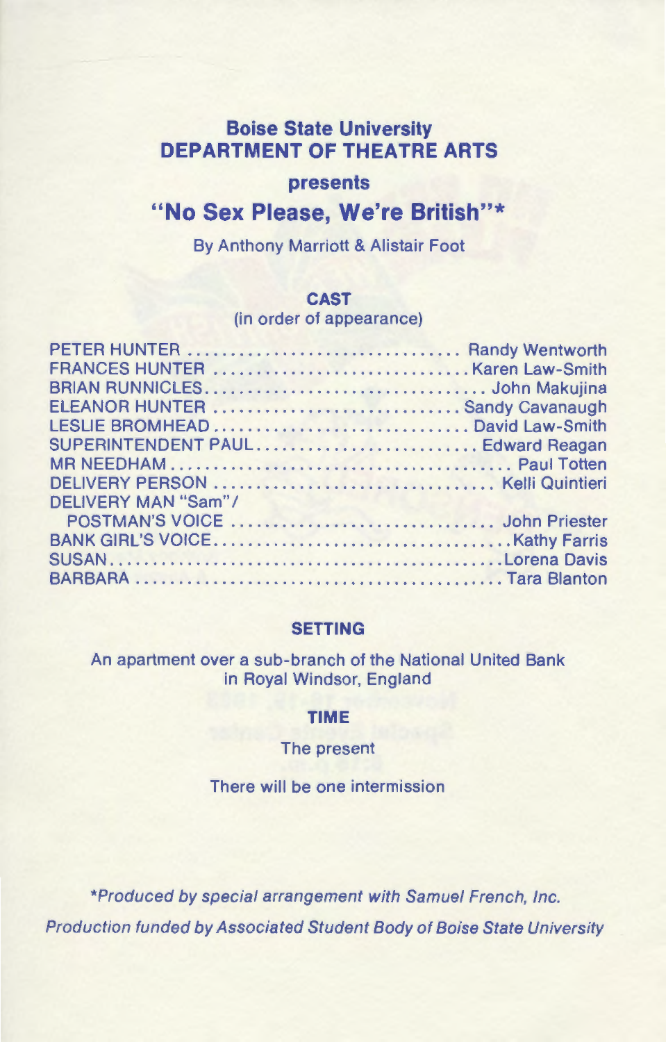## Boise State University
## DEPARTMENT OF THEATRE ARTS

### presents

# "No Sex Please, We're British"*

By Anthony Marriott & Alistair Foot

### CAST
(in order of appearance)

| Role | Actor |
|---|---|
| PETER HUNTER | Randy Wentworth |
| FRANCES HUNTER | Karen Law-Smith |
| BRIAN RUNNICLES | John Makujina |
| ELEANOR HUNTER | Sandy Cavanaugh |
| LESLIE BROMHEAD | David Law-Smith |
| SUPERINTENDENT PAUL | Edward Reagan |
| MR NEEDHAM | Paul Totten |
| DELIVERY PERSON | Kelli Quintieri |
| DELIVERY MAN "Sam"/ POSTMAN'S VOICE | John Priester |
| BANK GIRL'S VOICE | Kathy Farris |
| SUSAN | Lorena Davis |
| BARBARA | Tara Blanton |

### SETTING

An apartment over a sub-branch of the National United Bank in Royal Windsor, England

### TIME

The present

There will be one intermission

*\*Produced by special arrangement with Samuel French, Inc.*

*Production funded by Associated Student Body of Boise State University*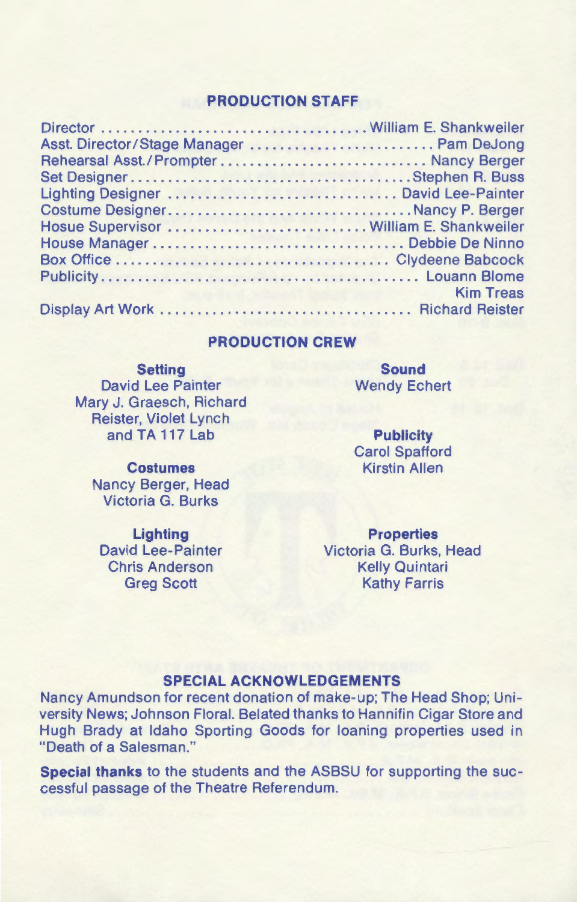## PRODUCTION STAFF

| | |
|---|---|
| Director | William E. Shankweiler |
| Asst. Director/Stage Manager | Pam DeJong |
| Rehearsal Asst./Prompter | Nancy Berger |
| Set Designer | Stephen R. Buss |
| Lighting Designer | David Lee-Painter |
| Costume Designer | Nancy P. Berger |
| Hosue Supervisor | William E. Shankweiler |
| House Manager | Debbie De Ninno |
| Box Office | Clydeene Babcock |
| Publicity | Louann Blome<br>Kim Treas |
| Display Art Work | Richard Reister |

## PRODUCTION CREW

**Setting**
David Lee Painter
Mary J. Graesch, Richard Reister, Violet Lynch and TA 117 Lab

**Costumes**
Nancy Berger, Head
Victoria G. Burks

**Lighting**
David Lee-Painter
Chris Anderson
Greg Scott

**Sound**
Wendy Echert

**Publicity**
Carol Spafford
Kirstin Allen

**Properties**
Victoria G. Burks, Head
Kelly Quintari
Kathy Farris

## SPECIAL ACKNOWLEDGEMENTS

Nancy Amundson for recent donation of make-up; The Head Shop; University News; Johnson Floral. Belated thanks to Hannifin Cigar Store and Hugh Brady at Idaho Sporting Goods for loaning properties used in "Death of a Salesman."

**Special thanks** to the students and the ASBSU for supporting the successful passage of the Theatre Referendum.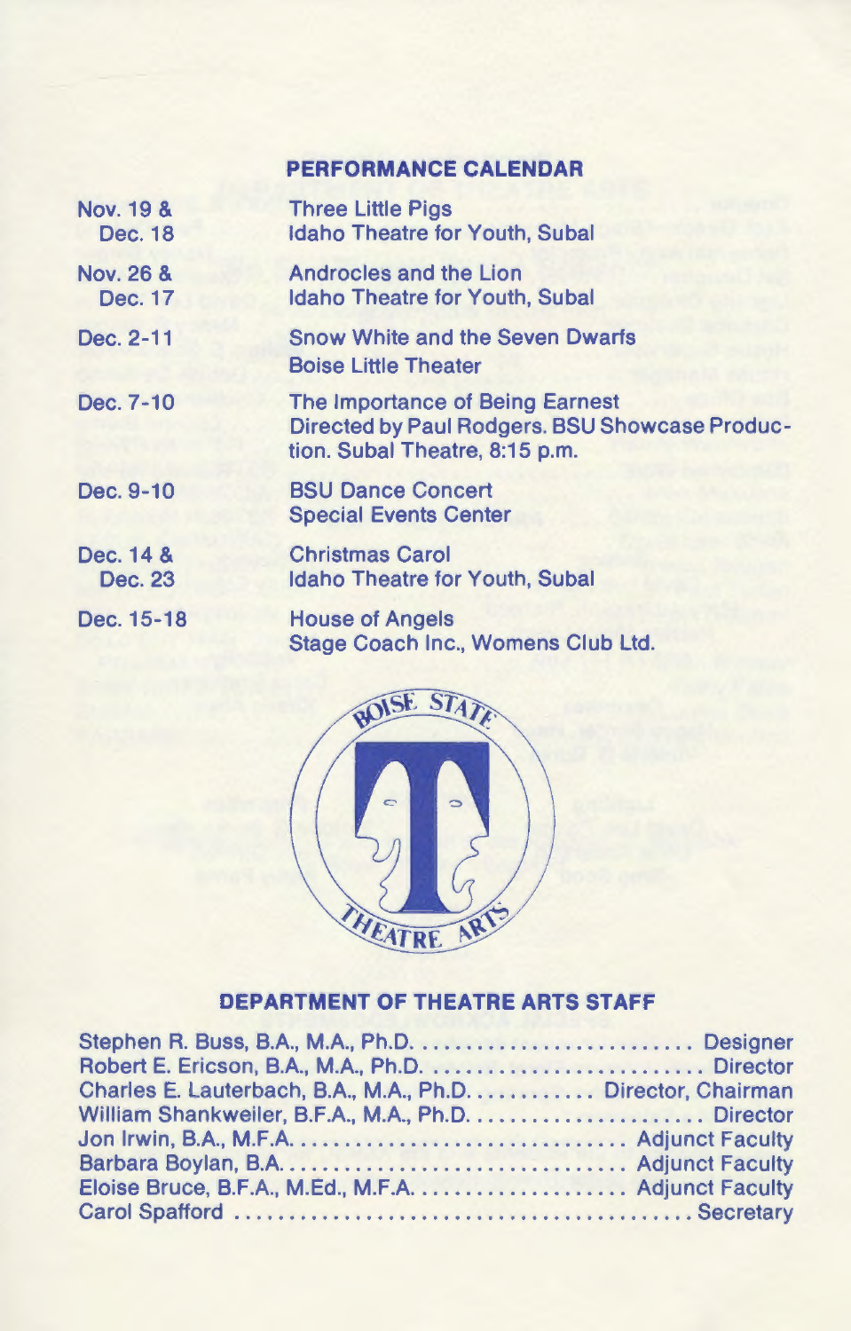## PERFORMANCE CALENDAR

| | |
|---|---|
| Nov. 19 & Dec. 18 | Three Little Pigs<br>Idaho Theatre for Youth, Subal |
| Nov. 26 & Dec. 17 | Androcles and the Lion<br>Idaho Theatre for Youth, Subal |
| Dec. 2-11 | Snow White and the Seven Dwarfs<br>Boise Little Theater |
| Dec. 7-10 | The Importance of Being Earnest<br>Directed by Paul Rodgers. BSU Showcase Production. Subal Theatre, 8:15 p.m. |
| Dec. 9-10 | BSU Dance Concert<br>Special Events Center |
| Dec. 14 & Dec. 23 | Christmas Carol<br>Idaho Theatre for Youth, Subal |
| Dec. 15-18 | House of Angels<br>Stage Coach Inc., Womens Club Ltd. |

BOISE STATE THEATRE ARTS

## DEPARTMENT OF THEATRE ARTS STAFF

| | |
|---|---|
| Stephen R. Buss, B.A., M.A., Ph.D. | Designer |
| Robert E. Ericson, B.A., M.A., Ph.D. | Director |
| Charles E. Lauterbach, B.A., M.A., Ph.D. | Director, Chairman |
| William Shankweiler, B.F.A., M.A., Ph.D. | Director |
| Jon Irwin, B.A., M.F.A. | Adjunct Faculty |
| Barbara Boylan, B.A. | Adjunct Faculty |
| Eloise Bruce, B.F.A., M.Ed., M.F.A. | Adjunct Faculty |
| Carol Spafford | Secretary |